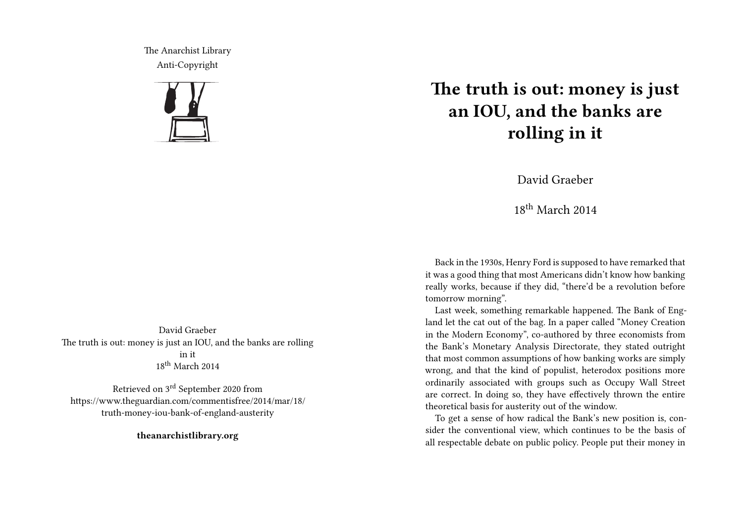The Anarchist Library
Anti-Copyright

David Graeber
The truth is out: money is just an IOU, and the banks are rolling in it
18th March 2014

Retrieved on 3rd September 2020 from
https://www.theguardian.com/commentisfree/2014/mar/18/truth-money-iou-bank-of-england-austerity

**theanarchistlibrary.org**

# The truth is out: money is just an IOU, and the banks are rolling in it

David Graeber

18th March 2014

Back in the 1930s, Henry Ford is supposed to have remarked that it was a good thing that most Americans didn't know how banking really works, because if they did, "there'd be a revolution before tomorrow morning".

Last week, something remarkable happened. The Bank of England let the cat out of the bag. In a paper called "Money Creation in the Modern Economy", co-authored by three economists from the Bank's Monetary Analysis Directorate, they stated outright that most common assumptions of how banking works are simply wrong, and that the kind of populist, heterodox positions more ordinarily associated with groups such as Occupy Wall Street are correct. In doing so, they have effectively thrown the entire theoretical basis for austerity out of the window.

To get a sense of how radical the Bank's new position is, consider the conventional view, which continues to be the basis of all respectable debate on public policy. People put their money in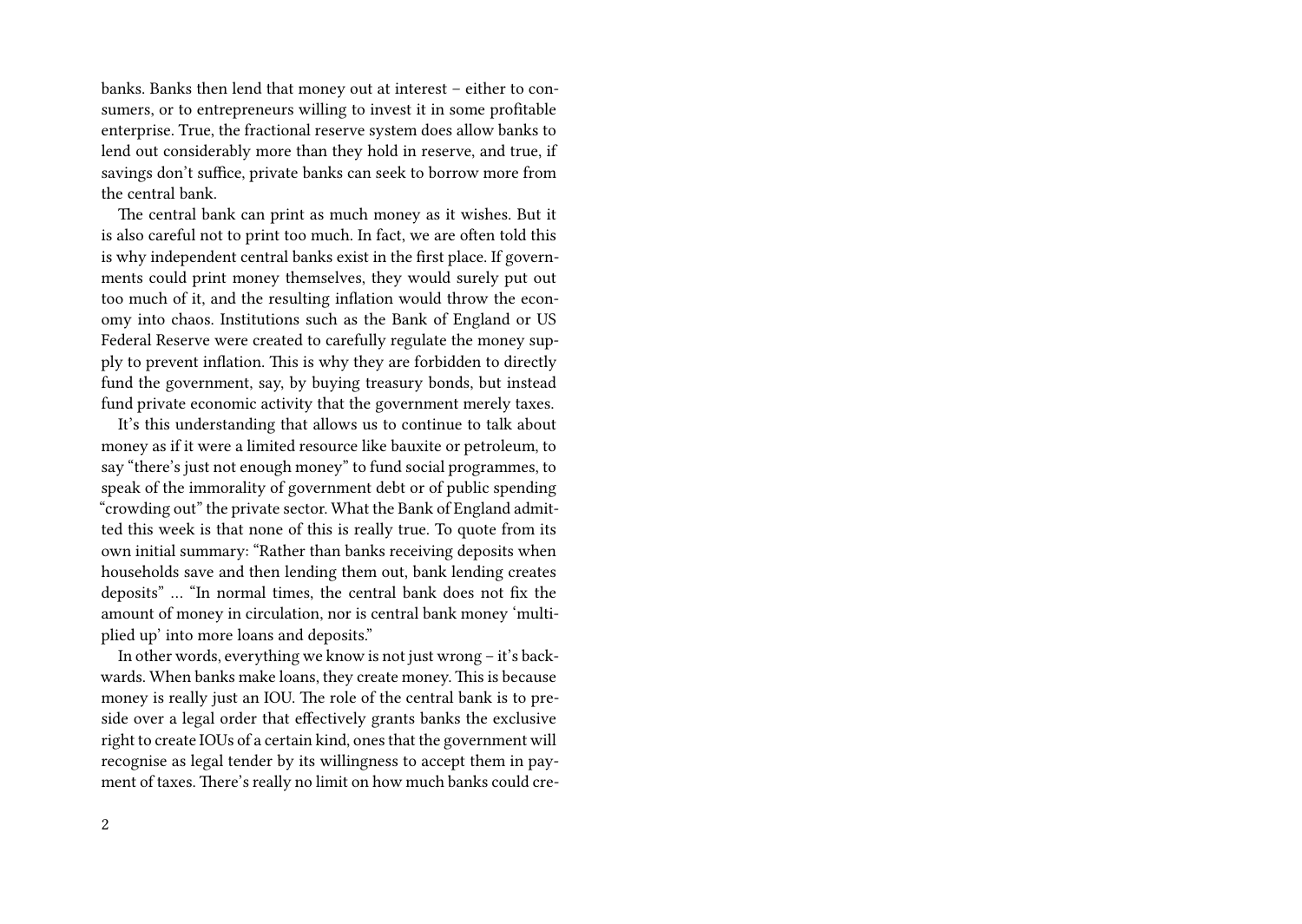banks. Banks then lend that money out at interest – either to consumers, or to entrepreneurs willing to invest it in some profitable enterprise. True, the fractional reserve system does allow banks to lend out considerably more than they hold in reserve, and true, if savings don't suffice, private banks can seek to borrow more from the central bank.

The central bank can print as much money as it wishes. But it is also careful not to print too much. In fact, we are often told this is why independent central banks exist in the first place. If governments could print money themselves, they would surely put out too much of it, and the resulting inflation would throw the economy into chaos. Institutions such as the Bank of England or US Federal Reserve were created to carefully regulate the money supply to prevent inflation. This is why they are forbidden to directly fund the government, say, by buying treasury bonds, but instead fund private economic activity that the government merely taxes.

It's this understanding that allows us to continue to talk about money as if it were a limited resource like bauxite or petroleum, to say "there's just not enough money" to fund social programmes, to speak of the immorality of government debt or of public spending "crowding out" the private sector. What the Bank of England admitted this week is that none of this is really true. To quote from its own initial summary: "Rather than banks receiving deposits when households save and then lending them out, bank lending creates deposits" … "In normal times, the central bank does not fix the amount of money in circulation, nor is central bank money 'multiplied up' into more loans and deposits."

In other words, everything we know is not just wrong – it's backwards. When banks make loans, they create money. This is because money is really just an IOU. The role of the central bank is to preside over a legal order that effectively grants banks the exclusive right to create IOUs of a certain kind, ones that the government will recognise as legal tender by its willingness to accept them in payment of taxes. There's really no limit on how much banks could cre-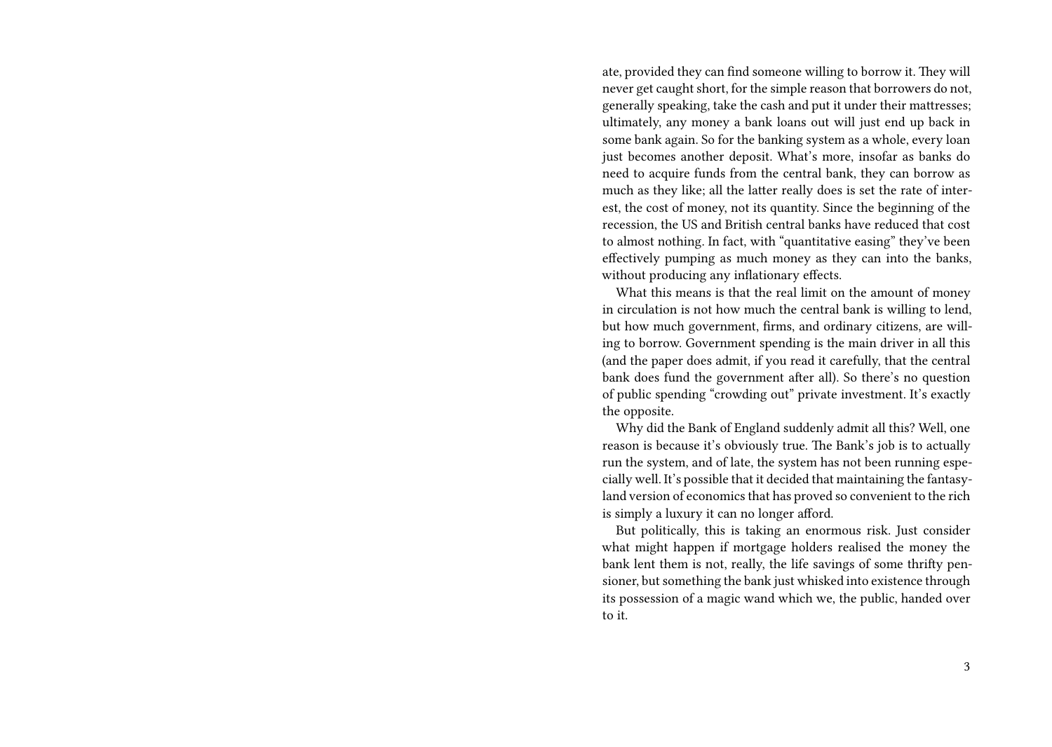ate, provided they can find someone willing to borrow it. They will never get caught short, for the simple reason that borrowers do not, generally speaking, take the cash and put it under their mattresses; ultimately, any money a bank loans out will just end up back in some bank again. So for the banking system as a whole, every loan just becomes another deposit. What's more, insofar as banks do need to acquire funds from the central bank, they can borrow as much as they like; all the latter really does is set the rate of interest, the cost of money, not its quantity. Since the beginning of the recession, the US and British central banks have reduced that cost to almost nothing. In fact, with "quantitative easing" they've been effectively pumping as much money as they can into the banks, without producing any inflationary effects.

What this means is that the real limit on the amount of money in circulation is not how much the central bank is willing to lend, but how much government, firms, and ordinary citizens, are willing to borrow. Government spending is the main driver in all this (and the paper does admit, if you read it carefully, that the central bank does fund the government after all). So there's no question of public spending "crowding out" private investment. It's exactly the opposite.

Why did the Bank of England suddenly admit all this? Well, one reason is because it's obviously true. The Bank's job is to actually run the system, and of late, the system has not been running especially well. It's possible that it decided that maintaining the fantasy-land version of economics that has proved so convenient to the rich is simply a luxury it can no longer afford.

But politically, this is taking an enormous risk. Just consider what might happen if mortgage holders realised the money the bank lent them is not, really, the life savings of some thrifty pensioner, but something the bank just whisked into existence through its possession of a magic wand which we, the public, handed over to it.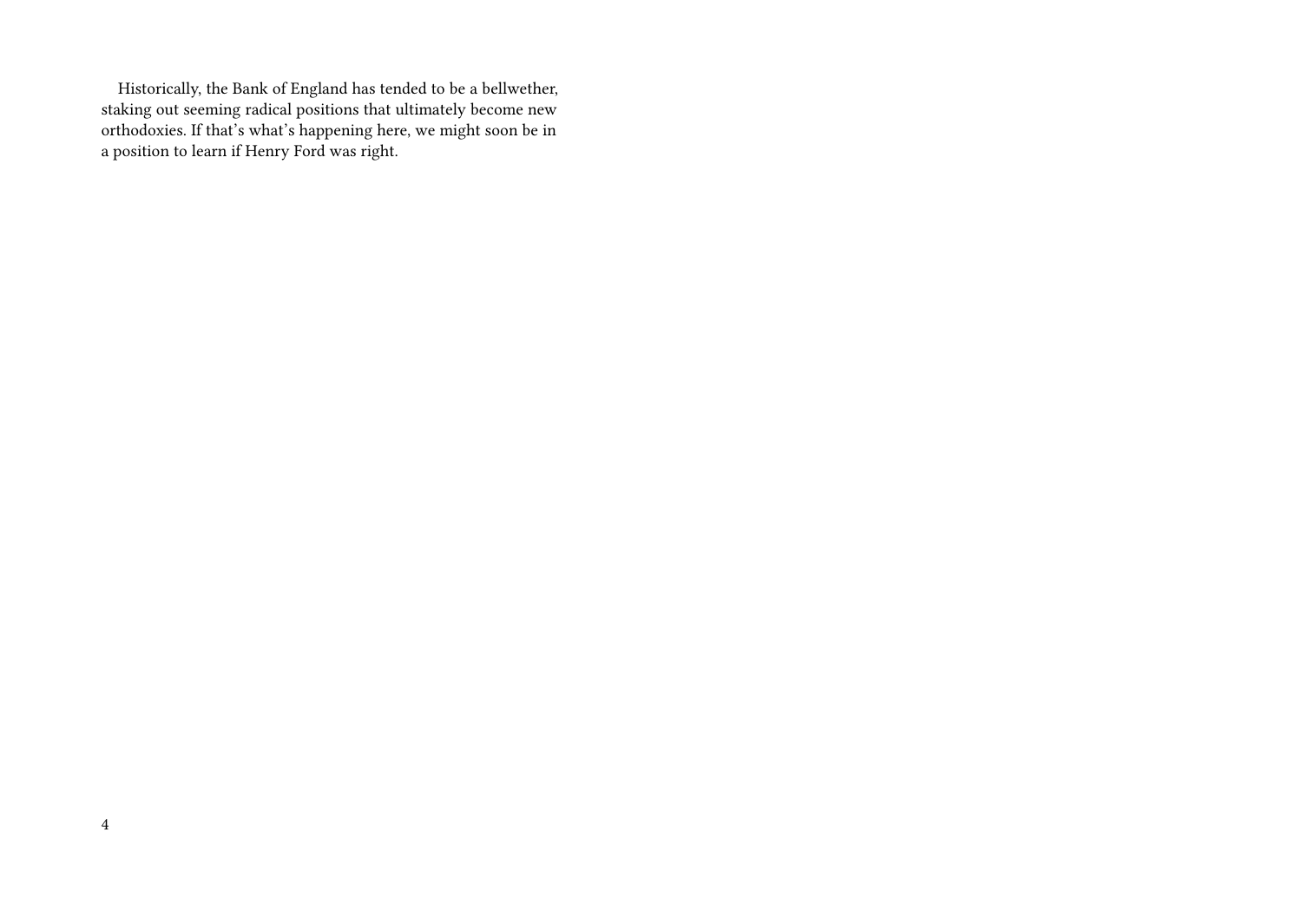Historically, the Bank of England has tended to be a bellwether, staking out seeming radical positions that ultimately become new orthodoxies. If that's what's happening here, we might soon be in a position to learn if Henry Ford was right.